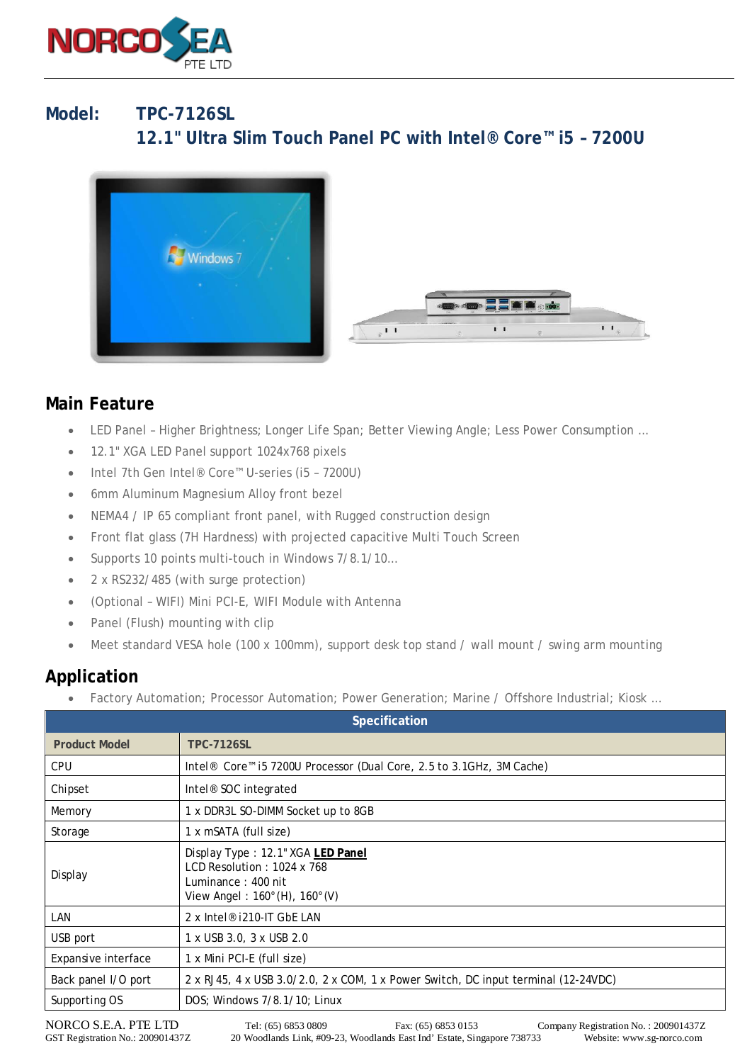NORCO SEA PTE LTD

**Model:** **TPC-7126SL**

## 12.1" Ultra Slim Touch Panel PC with Intel® Core™ i5 – 7200U

## Main Feature

- LED Panel – Higher Brightness; Longer Life Span; Better Viewing Angle; Less Power Consumption …
- 12.1" XGA LED Panel support 1024x768 pixels
- Intel 7th Gen Intel® Core™ U-series (i5 – 7200U)
- 6mm Aluminum Magnesium Alloy front bezel
- NEMA4 / IP 65 compliant front panel, with Rugged construction design
- Front flat glass (7H Hardness) with projected capacitive Multi Touch Screen
- Supports 10 points multi-touch in Windows 7/8.1/10…
- 2 x RS232/485 (with surge protection)
- (Optional – WIFI) Mini PCI-E, WIFI Module with Antenna
- Panel (Flush) mounting with clip
- Meet standard VESA hole (100 x 100mm), support desk top stand / wall mount / swing arm mounting

## Application

- Factory Automation; Processor Automation; Power Generation; Marine / Offshore Industrial; Kiosk …

| Specification | |
|---|---|
| **Product Model** | **TPC-7126SL** |
| CPU | Intel® Core™ i5 7200U Processor (Dual Core, 2.5 to 3.1GHz, 3M Cache) |
| Chipset | Intel® SOC integrated |
| Memory | 1 x DDR3L SO-DIMM Socket up to 8GB |
| Storage | 1 x mSATA (full size) |
| Display | Display Type : 12.1" XGA **LED Panel**<br>LCD Resolution : 1024 x 768<br>Luminance : 400 nit<br>View Angel : 160°(H), 160°(V) |
| LAN | 2 x Intel® i210-IT GbE LAN |
| USB port | 1 x USB 3.0, 3 x USB 2.0 |
| Expansive interface | 1 x Mini PCI-E (full size) |
| Back panel I/O port | 2 x RJ45, 4 x USB 3.0/2.0, 2 x COM, 1 x Power Switch, DC input terminal (12-24VDC) |
| Supporting OS | DOS; Windows 7/8.1/10; Linux |

NORCO S.E.A. PTE LTD Tel: (65) 6853 0809 Fax: (65) 6853 0153 Company Registration No. : 200901437Z
GST Registration No.: 200901437Z 20 Woodlands Link, #09-23, Woodlands East Ind' Estate, Singapore 738733 Website: www.sg-norco.com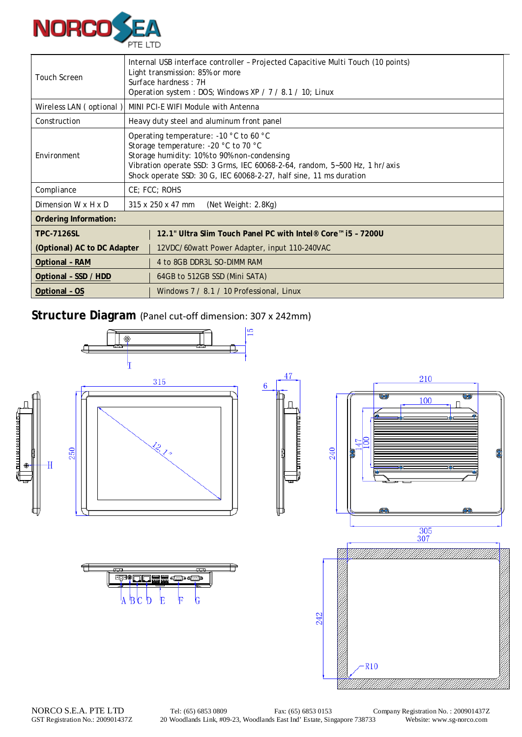| | |
|---|---|
| Touch Screen | Internal USB interface controller – Projected Capacitive Multi Touch (10 points)<br>Light transmission: 85% or more<br>Surface hardness : 7H<br>Operation system : DOS; Windows XP / 7 / 8.1 / 10; Linux |
| Wireless LAN ( optional ) | MINI PCI-E WIFI Module with Antenna |
| Construction | Heavy duty steel and aluminum front panel |
| Environment | Operating temperature: -10 °C to 60 °C<br>Storage temperature: -20 °C to 70 °C<br>Storage humidity: 10% to 90% non-condensing<br>Vibration operate SSD: 3 Grms, IEC 60068-2-64, random, 5~500 Hz, 1 hr/axis<br>Shock operate SSD: 30 G, IEC 60068-2-27, half sine, 11 ms duration |
| Compliance | CE; FCC; ROHS |
| Dimension W x H x D | 315 x 250 x 47 mm (Net Weight: 2.8Kg) |

**Ordering Information:**

| | |
|---|---|
| **TPC-7126SL** | **12.1" Ultra Slim Touch Panel PC with Intel® Core™ i5 - 7200U** |
| **(Optional) AC to DC Adapter** | 12VDC/60watt Power Adapter, input 110-240VAC |
| **Optional - RAM** | 4 to 8GB DDR3L SO-DIMM RAM |
| **Optional - SSD / HDD** | 64GB to 512GB SSD (Mini SATA) |
| **Optional - OS** | Windows 7 / 8.1 / 10 Professional, Linux |

## Structure Diagram (Panel cut-off dimension: 307 x 242mm)

15
I
315
250
12.1"
H
6
47
210
100
240
147
100
305
307
242
R10
A B C D E F G

NORCO S.E.A. PTE LTD Tel: (65) 6853 0809 Fax: (65) 6853 0153 Company Registration No. : 200901437Z
GST Registration No.: 200901437Z 20 Woodlands Link, #09-23, Woodlands East Ind' Estate, Singapore 738733 Website: www.sg-norco.com